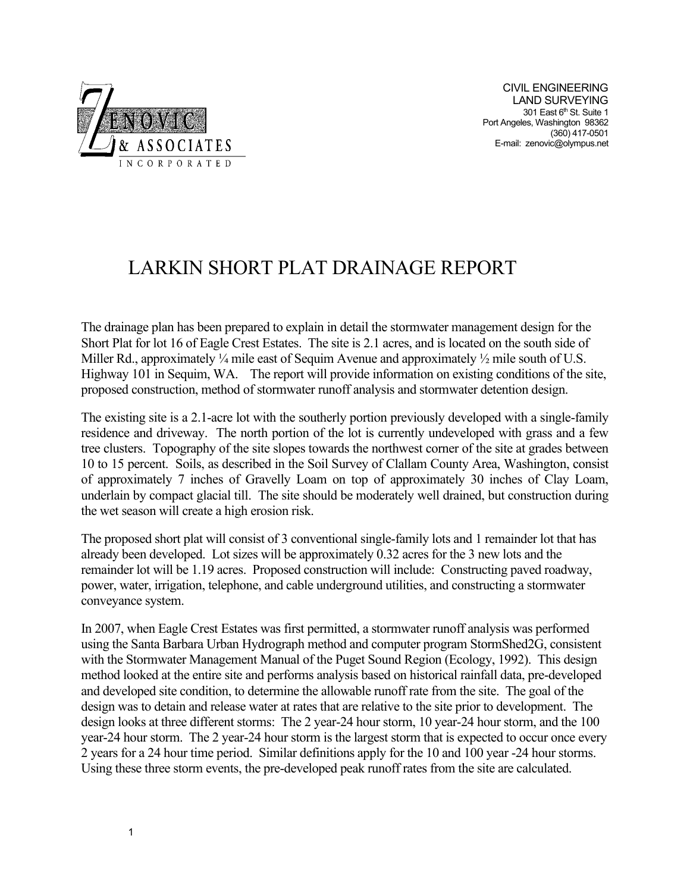ZENOVIC & ASSOCIATES INCORPORATED

CIVIL ENGINEERING
LAND SURVEYING
301 East 6th St. Suite 1
Port Angeles, Washington 98362
(360) 417-0501
E-mail: zenovic@olympus.net

# LARKIN SHORT PLAT DRAINAGE REPORT

The drainage plan has been prepared to explain in detail the stormwater management design for the Short Plat for lot 16 of Eagle Crest Estates. The site is 2.1 acres, and is located on the south side of Miller Rd., approximately ¼ mile east of Sequim Avenue and approximately ½ mile south of U.S. Highway 101 in Sequim, WA. The report will provide information on existing conditions of the site, proposed construction, method of stormwater runoff analysis and stormwater detention design.

The existing site is a 2.1-acre lot with the southerly portion previously developed with a single-family residence and driveway. The north portion of the lot is currently undeveloped with grass and a few tree clusters. Topography of the site slopes towards the northwest corner of the site at grades between 10 to 15 percent. Soils, as described in the Soil Survey of Clallam County Area, Washington, consist of approximately 7 inches of Gravelly Loam on top of approximately 30 inches of Clay Loam, underlain by compact glacial till. The site should be moderately well drained, but construction during the wet season will create a high erosion risk.

The proposed short plat will consist of 3 conventional single-family lots and 1 remainder lot that has already been developed. Lot sizes will be approximately 0.32 acres for the 3 new lots and the remainder lot will be 1.19 acres. Proposed construction will include: Constructing paved roadway, power, water, irrigation, telephone, and cable underground utilities, and constructing a stormwater conveyance system.

In 2007, when Eagle Crest Estates was first permitted, a stormwater runoff analysis was performed using the Santa Barbara Urban Hydrograph method and computer program StormShed2G, consistent with the Stormwater Management Manual of the Puget Sound Region (Ecology, 1992). This design method looked at the entire site and performs analysis based on historical rainfall data, pre-developed and developed site condition, to determine the allowable runoff rate from the site. The goal of the design was to detain and release water at rates that are relative to the site prior to development. The design looks at three different storms: The 2 year-24 hour storm, 10 year-24 hour storm, and the 100 year-24 hour storm. The 2 year-24 hour storm is the largest storm that is expected to occur once every 2 years for a 24 hour time period. Similar definitions apply for the 10 and 100 year -24 hour storms. Using these three storm events, the pre-developed peak runoff rates from the site are calculated.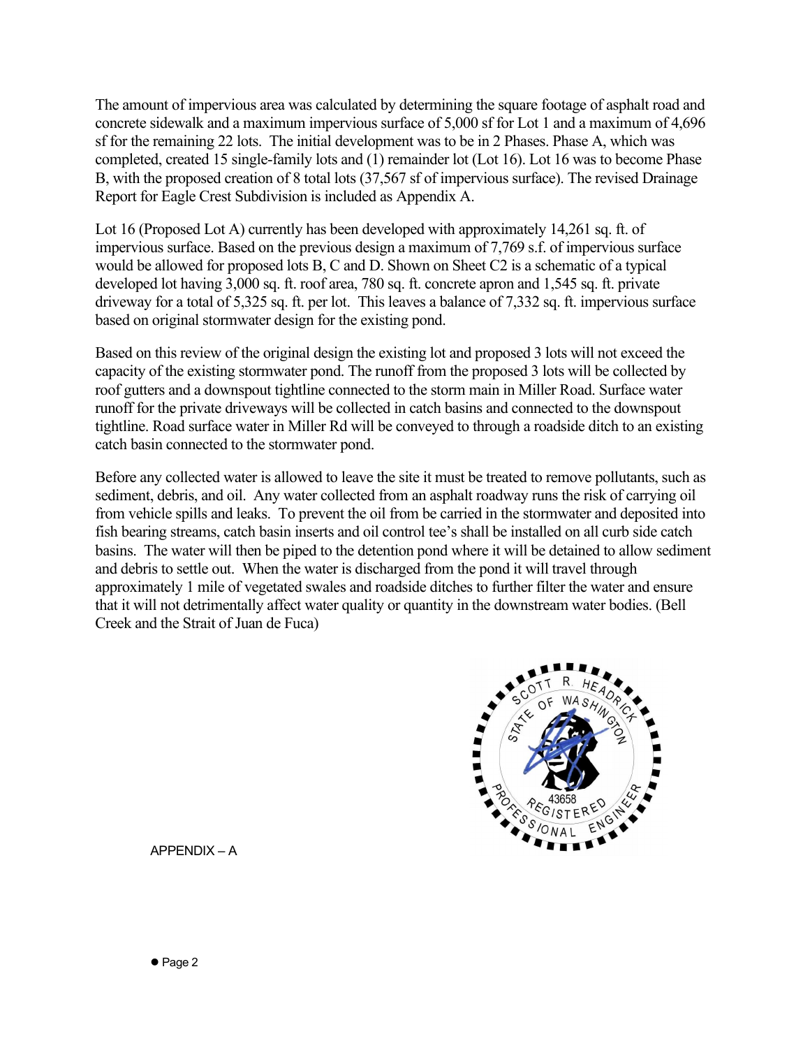The amount of impervious area was calculated by determining the square footage of asphalt road and concrete sidewalk and a maximum impervious surface of 5,000 sf for Lot 1 and a maximum of 4,696 sf for the remaining 22 lots. The initial development was to be in 2 Phases. Phase A, which was completed, created 15 single-family lots and (1) remainder lot (Lot 16). Lot 16 was to become Phase B, with the proposed creation of 8 total lots (37,567 sf of impervious surface). The revised Drainage Report for Eagle Crest Subdivision is included as Appendix A.

Lot 16 (Proposed Lot A) currently has been developed with approximately 14,261 sq. ft. of impervious surface. Based on the previous design a maximum of 7,769 s.f. of impervious surface would be allowed for proposed lots B, C and D. Shown on Sheet C2 is a schematic of a typical developed lot having 3,000 sq. ft. roof area, 780 sq. ft. concrete apron and 1,545 sq. ft. private driveway for a total of 5,325 sq. ft. per lot. This leaves a balance of 7,332 sq. ft. impervious surface based on original stormwater design for the existing pond.

Based on this review of the original design the existing lot and proposed 3 lots will not exceed the capacity of the existing stormwater pond. The runoff from the proposed 3 lots will be collected by roof gutters and a downspout tightline connected to the storm main in Miller Road. Surface water runoff for the private driveways will be collected in catch basins and connected to the downspout tightline. Road surface water in Miller Rd will be conveyed to through a roadside ditch to an existing catch basin connected to the stormwater pond.

Before any collected water is allowed to leave the site it must be treated to remove pollutants, such as sediment, debris, and oil. Any water collected from an asphalt roadway runs the risk of carrying oil from vehicle spills and leaks. To prevent the oil from be carried in the stormwater and deposited into fish bearing streams, catch basin inserts and oil control tee's shall be installed on all curb side catch basins. The water will then be piped to the detention pond where it will be detained to allow sediment and debris to settle out. When the water is discharged from the pond it will travel through approximately 1 mile of vegetated swales and roadside ditches to further filter the water and ensure that it will not detrimentally affect water quality or quantity in the downstream water bodies. (Bell Creek and the Strait of Juan de Fuca)

SCOTT R. HEADRICK
STATE OF WASHINGTON
43658
PROFESSIONAL REGISTERED ENGINEER

APPENDIX – A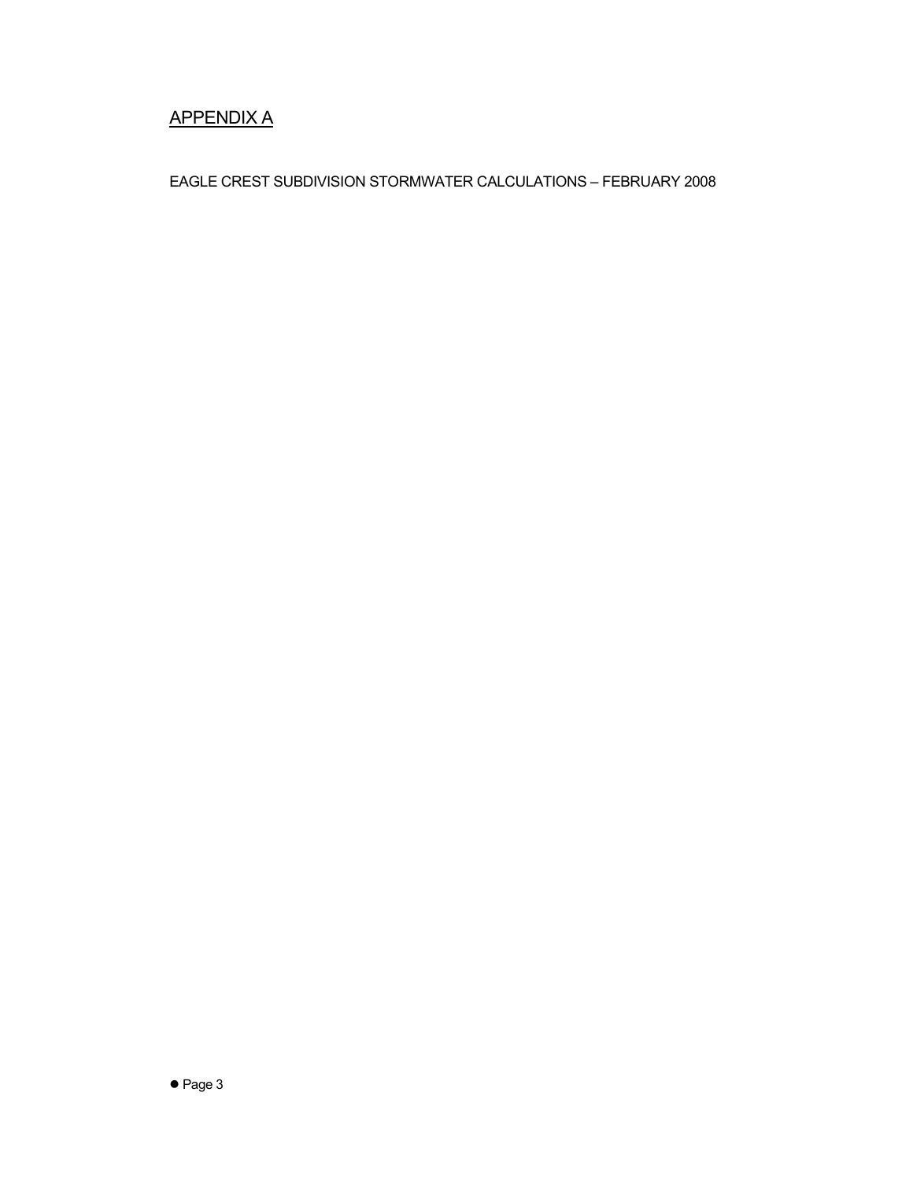## APPENDIX A

EAGLE CREST SUBDIVISION STORMWATER CALCULATIONS – FEBRUARY 2008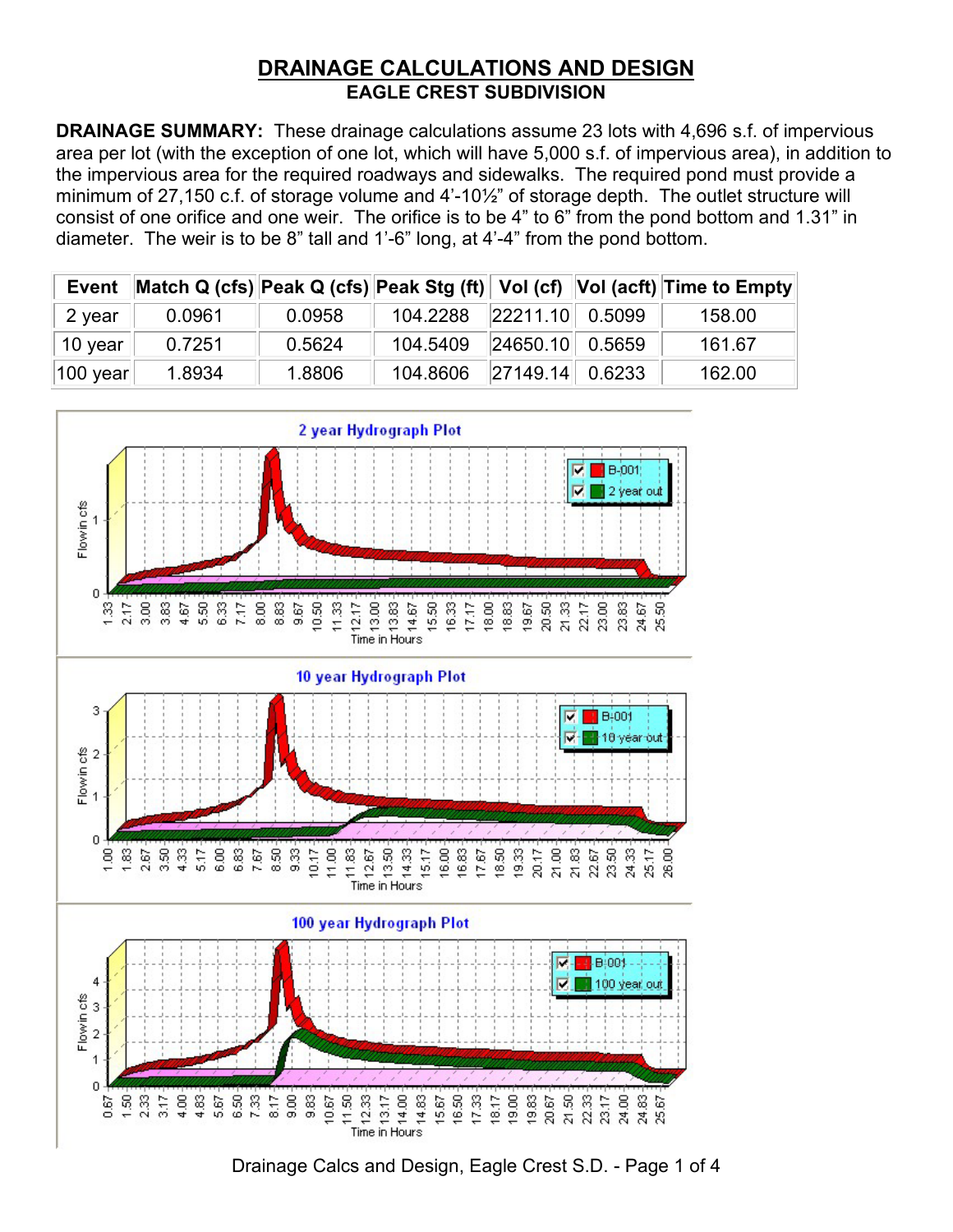# DRAINAGE CALCULATIONS AND DESIGN

## EAGLE CREST SUBDIVISION

**DRAINAGE SUMMARY:** These drainage calculations assume 23 lots with 4,696 s.f. of impervious area per lot (with the exception of one lot, which will have 5,000 s.f. of impervious area), in addition to the impervious area for the required roadways and sidewalks. The required pond must provide a minimum of 27,150 c.f. of storage volume and 4'-10½" of storage depth. The outlet structure will consist of one orifice and one weir. The orifice is to be 4" to 6" from the pond bottom and 1.31" in diameter. The weir is to be 8" tall and 1'-6" long, at 4'-4" from the pond bottom.

| Event | Match Q (cfs) | Peak Q (cfs) | Peak Stg (ft) | Vol (cf) | Vol (acft) | Time to Empty |
|---|---|---|---|---|---|---|
| 2 year | 0.0961 | 0.0958 | 104.2288 | 22211.10 | 0.5099 | 158.00 |
| 10 year | 0.7251 | 0.5624 | 104.5409 | 24650.10 | 0.5659 | 161.67 |
| 100 year | 1.8934 | 1.8806 | 104.8606 | 27149.14 | 0.6233 | 162.00 |

2 year Hydrograph Plot

10 year Hydrograph Plot

100 year Hydrograph Plot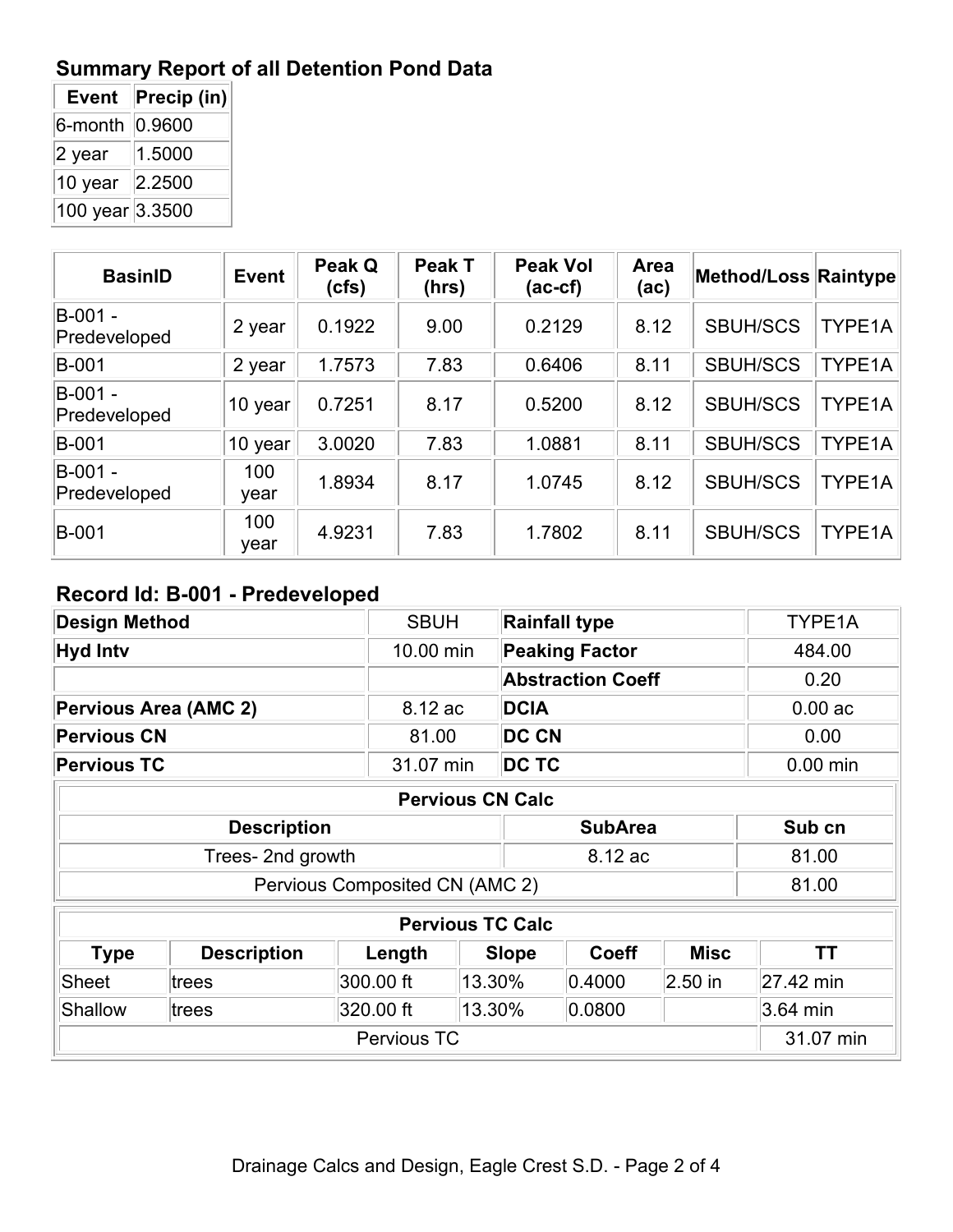## Summary Report of all Detention Pond Data

| Event | Precip (in) |
|---|---|
| 6-month | 0.9600 |
| 2 year | 1.5000 |
| 10 year | 2.2500 |
| 100 year | 3.3500 |

| BasinID | Event | Peak Q (cfs) | Peak T (hrs) | Peak Vol (ac-cf) | Area (ac) | Method/Loss | Raintype |
|---|---|---|---|---|---|---|---|
| B-001 - Predeveloped | 2 year | 0.1922 | 9.00 | 0.2129 | 8.12 | SBUH/SCS | TYPE1A |
| B-001 | 2 year | 1.7573 | 7.83 | 0.6406 | 8.11 | SBUH/SCS | TYPE1A |
| B-001 - Predeveloped | 10 year | 0.7251 | 8.17 | 0.5200 | 8.12 | SBUH/SCS | TYPE1A |
| B-001 | 10 year | 3.0020 | 7.83 | 1.0881 | 8.11 | SBUH/SCS | TYPE1A |
| B-001 - Predeveloped | 100 year | 1.8934 | 8.17 | 1.0745 | 8.12 | SBUH/SCS | TYPE1A |
| B-001 | 100 year | 4.9231 | 7.83 | 1.7802 | 8.11 | SBUH/SCS | TYPE1A |

## Record Id: B-001 - Predeveloped

| Design Method | SBUH | Rainfall type | TYPE1A |
|---|---|---|---|
| Hyd Intv | 10.00 min | Peaking Factor | 484.00 |
| | | Abstraction Coeff | 0.20 |
| Pervious Area (AMC 2) | 8.12 ac | DCIA | 0.00 ac |
| Pervious CN | 81.00 | DC CN | 0.00 |
| Pervious TC | 31.07 min | DC TC | 0.00 min |

**Pervious CN Calc**

| Description | SubArea | Sub cn |
|---|---|---|
| Trees- 2nd growth | 8.12 ac | 81.00 |
| Pervious Composited CN (AMC 2) | | 81.00 |

**Pervious TC Calc**

| Type | Description | Length | Slope | Coeff | Misc | TT |
|---|---|---|---|---|---|---|
| Sheet | trees | 300.00 ft | 13.30% | 0.4000 | 2.50 in | 27.42 min |
| Shallow | trees | 320.00 ft | 13.30% | 0.0800 | | 3.64 min |
| Pervious TC | | | | | | 31.07 min |

Drainage Calcs and Design, Eagle Crest S.D.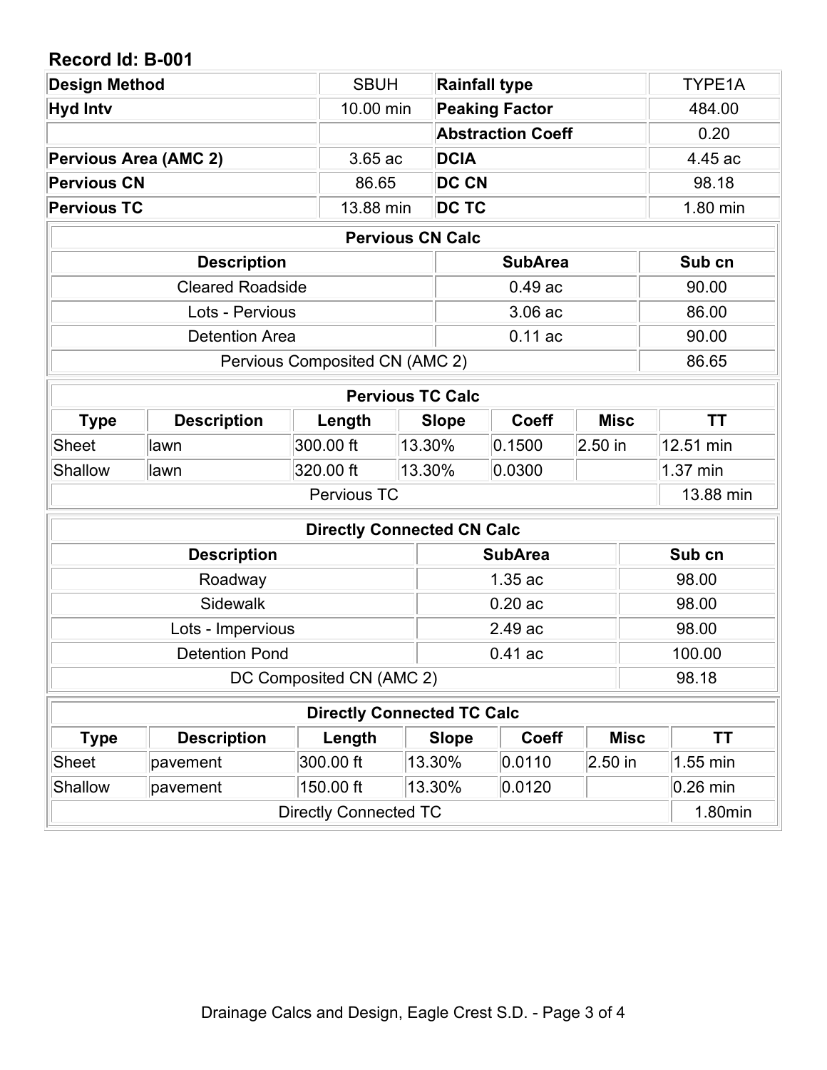## Record Id: B-001

| | | | |
|---|---|---|---|
| **Design Method** | SBUH | **Rainfall type** | TYPE1A |
| **Hyd Intv** | 10.00 min | **Peaking Factor** | 484.00 |
| | | **Abstraction Coeff** | 0.20 |
| **Pervious Area (AMC 2)** | 3.65 ac | **DCIA** | 4.45 ac |
| **Pervious CN** | 86.65 | **DC CN** | 98.18 |
| **Pervious TC** | 13.88 min | **DC TC** | 1.80 min |

**Pervious CN Calc**

| Description | SubArea | Sub cn |
|---|---|---|
| Cleared Roadside | 0.49 ac | 90.00 |
| Lots - Pervious | 3.06 ac | 86.00 |
| Detention Area | 0.11 ac | 90.00 |
| Pervious Composited CN (AMC 2) | | 86.65 |

**Pervious TC Calc**

| Type | Description | Length | Slope | Coeff | Misc | TT |
|---|---|---|---|---|---|---|
| Sheet | lawn | 300.00 ft | 13.30% | 0.1500 | 2.50 in | 12.51 min |
| Shallow | lawn | 320.00 ft | 13.30% | 0.0300 | | 1.37 min |
| Pervious TC | | | | | | 13.88 min |

**Directly Connected CN Calc**

| Description | SubArea | Sub cn |
|---|---|---|
| Roadway | 1.35 ac | 98.00 |
| Sidewalk | 0.20 ac | 98.00 |
| Lots - Impervious | 2.49 ac | 98.00 |
| Detention Pond | 0.41 ac | 100.00 |
| DC Composited CN (AMC 2) | | 98.18 |

**Directly Connected TC Calc**

| Type | Description | Length | Slope | Coeff | Misc | TT |
|---|---|---|---|---|---|---|
| Sheet | pavement | 300.00 ft | 13.30% | 0.0110 | 2.50 in | 1.55 min |
| Shallow | pavement | 150.00 ft | 13.30% | 0.0120 | | 0.26 min |
| Directly Connected TC | | | | | | 1.80min |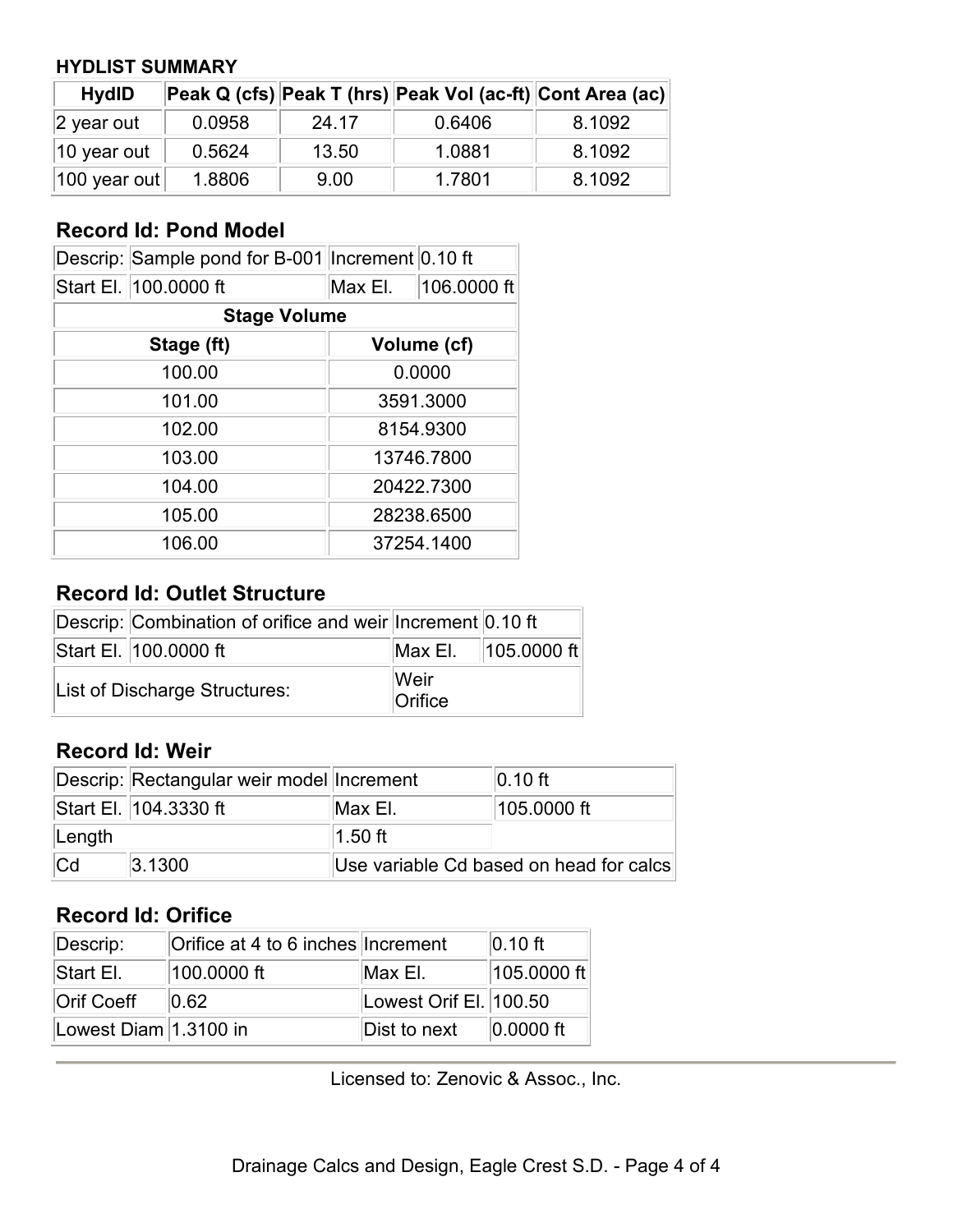**HYDLIST SUMMARY**

| HydID | Peak Q (cfs) | Peak T (hrs) | Peak Vol (ac-ft) | Cont Area (ac) |
|---|---|---|---|---|
| 2 year out | 0.0958 | 24.17 | 0.6406 | 8.1092 |
| 10 year out | 0.5624 | 13.50 | 1.0881 | 8.1092 |
| 100 year out | 1.8806 | 9.00 | 1.7801 | 8.1092 |

## Record Id: Pond Model

| | | | |
|---|---|---|---|
| Descrip: | Sample pond for B-001 | Increment | 0.10 ft |
| Start El. | 100.0000 ft | Max El. | 106.0000 ft |

| Stage Volume | |
|---|---|
| **Stage (ft)** | **Volume (cf)** |
| 100.00 | 0.0000 |
| 101.00 | 3591.3000 |
| 102.00 | 8154.9300 |
| 103.00 | 13746.7800 |
| 104.00 | 20422.7300 |
| 105.00 | 28238.6500 |
| 106.00 | 37254.1400 |

## Record Id: Outlet Structure

| | | | |
|---|---|---|---|
| Descrip: | Combination of orifice and weir | Increment | 0.10 ft |
| Start El. | 100.0000 ft | Max El. | 105.0000 ft |
| List of Discharge Structures: | | Weir Orifice | |

## Record Id: Weir

| | | | |
|---|---|---|---|
| Descrip: | Rectangular weir model | Increment | 0.10 ft |
| Start El. | 104.3330 ft | Max El. | 105.0000 ft |
| Length | | 1.50 ft | |
| Cd | 3.1300 | Use variable Cd based on head for calcs | |

## Record Id: Orifice

| | | | |
|---|---|---|---|
| Descrip: | Orifice at 4 to 6 inches | Increment | 0.10 ft |
| Start El. | 100.0000 ft | Max El. | 105.0000 ft |
| Orif Coeff | 0.62 | Lowest Orif El. | 100.50 |
| Lowest Diam | 1.3100 in | Dist to next | 0.0000 ft |

Licensed to: Zenovic & Assoc., Inc.

Drainage Calcs and Design, Eagle Crest S.D.